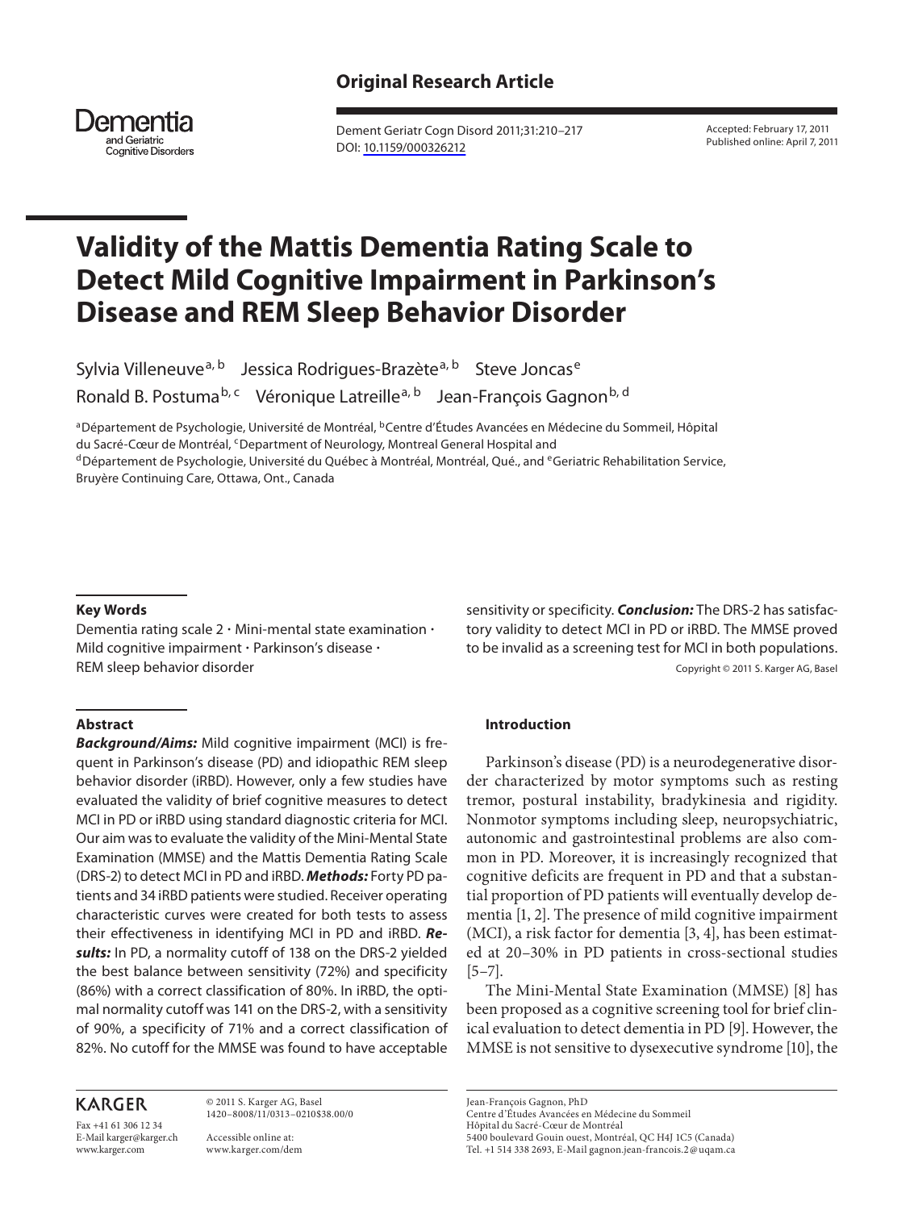Original Research Article

# Validity of the Mattis Dementia Rating Scale to Detect Mild Cognitive Impairment in Parkinson's Disease and REM Sleep Behavior Disorder

Sylvia Villeneuve[a, b] Jessica Rodrigues-Brazète[a, b] Steve Joncas[e] Ronald B. Postuma[b, c] Véronique Latreille[a, b] Jean-François Gagnon[b, d]

[a]Département de Psychologie, Université de Montréal, [b]Centre d'Études Avancées en Médecine du Sommeil, Hôpital du Sacré-Cœur de Montréal, [c]Department of Neurology, Montreal General Hospital and [d]Département de Psychologie, Université du Québec à Montréal, Montréal, Qué., and [e]Geriatric Rehabilitation Service, Bruyère Continuing Care, Ottawa, Ont., Canada

Accepted: February 17, 2011
Published online: April 7, 2011

DOI: 10.1159/000326212

### Key Words

Dementia rating scale 2 · Mini-mental state examination · Mild cognitive impairment · Parkinson's disease · REM sleep behavior disorder

### Abstract

***Background/Aims:*** Mild cognitive impairment (MCI) is frequent in Parkinson's disease (PD) and idiopathic REM sleep behavior disorder (iRBD). However, only a few studies have evaluated the validity of brief cognitive measures to detect MCI in PD or iRBD using standard diagnostic criteria for MCI. Our aim was to evaluate the validity of the Mini-Mental State Examination (MMSE) and the Mattis Dementia Rating Scale (DRS-2) to detect MCI in PD and iRBD. ***Methods:*** Forty PD patients and 34 iRBD patients were studied. Receiver operating characteristic curves were created for both tests to assess their effectiveness in identifying MCI in PD and iRBD. ***Results:*** In PD, a normality cutoff of 138 on the DRS-2 yielded the best balance between sensitivity (72%) and specificity (86%) with a correct classification of 80%. In iRBD, the optimal normality cutoff was 141 on the DRS-2, with a sensitivity of 90%, a specificity of 71% and a correct classification of 82%. No cutoff for the MMSE was found to have acceptable sensitivity or specificity. ***Conclusion:*** The DRS-2 has satisfactory validity to detect MCI in PD or iRBD. The MMSE proved to be invalid as a screening test for MCI in both populations.

Copyright © 2011 S. Karger AG, Basel

### Introduction

Parkinson's disease (PD) is a neurodegenerative disorder characterized by motor symptoms such as resting tremor, postural instability, bradykinesia and rigidity. Nonmotor symptoms including sleep, neuropsychiatric, autonomic and gastrointestinal problems are also common in PD. Moreover, it is increasingly recognized that cognitive deficits are frequent in PD and that a substantial proportion of PD patients will eventually develop dementia [1, 2]. The presence of mild cognitive impairment (MCI), a risk factor for dementia [3, 4], has been estimated at 20–30% in PD patients in cross-sectional studies [5–7].

The Mini-Mental State Examination (MMSE) [8] has been proposed as a cognitive screening tool for brief clinical evaluation to detect dementia in PD [9]. However, the MMSE is not sensitive to dysexecutive syndrome [10], the

KARGER

Fax +41 61 306 12 34
E-Mail karger@karger.ch
www.karger.com

© 2011 S. Karger AG, Basel
1420–8008/11/0313–0210$38.00/0

Accessible online at:
www.karger.com/dem

Jean-François Gagnon, PhD
Centre d'Études Avancées en Médecine du Sommeil
Hôpital du Sacré-Cœur de Montréal
5400 boulevard Gouin ouest, Montréal, QC H4J 1C5 (Canada)
Tel. +1 514 338 2693, E-Mail gagnon.jean-francois.2@uqam.ca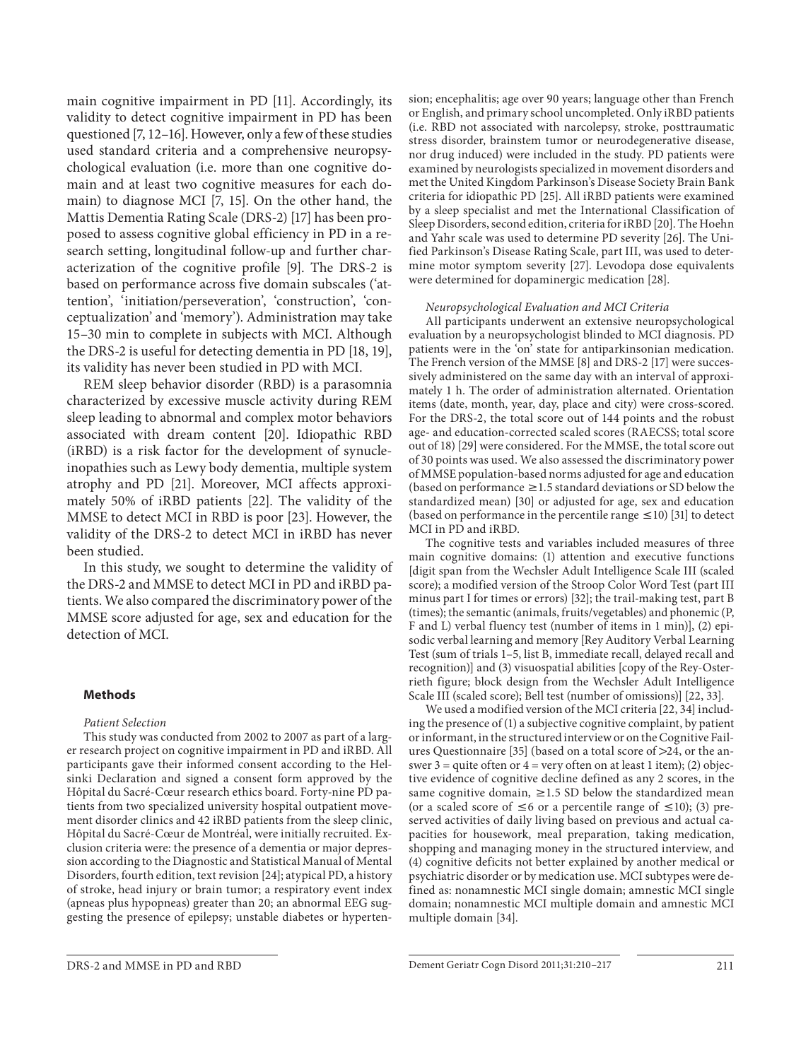main cognitive impairment in PD [11]. Accordingly, its validity to detect cognitive impairment in PD has been questioned [7, 12–16]. However, only a few of these studies used standard criteria and a comprehensive neuropsychological evaluation (i.e. more than one cognitive domain and at least two cognitive measures for each domain) to diagnose MCI [7, 15]. On the other hand, the Mattis Dementia Rating Scale (DRS-2) [17] has been proposed to assess cognitive global efficiency in PD in a research setting, longitudinal follow-up and further characterization of the cognitive profile [9]. The DRS-2 is based on performance across five domain subscales ('attention', 'initiation/perseveration', 'construction', 'conceptualization' and 'memory'). Administration may take 15–30 min to complete in subjects with MCI. Although the DRS-2 is useful for detecting dementia in PD [18, 19], its validity has never been studied in PD with MCI.

REM sleep behavior disorder (RBD) is a parasomnia characterized by excessive muscle activity during REM sleep leading to abnormal and complex motor behaviors associated with dream content [20]. Idiopathic RBD (iRBD) is a risk factor for the development of synucleinopathies such as Lewy body dementia, multiple system atrophy and PD [21]. Moreover, MCI affects approximately 50% of iRBD patients [22]. The validity of the MMSE to detect MCI in RBD is poor [23]. However, the validity of the DRS-2 to detect MCI in iRBD has never been studied.

In this study, we sought to determine the validity of the DRS-2 and MMSE to detect MCI in PD and iRBD patients. We also compared the discriminatory power of the MMSE score adjusted for age, sex and education for the detection of MCI.

## Methods

### *Patient Selection*

This study was conducted from 2002 to 2007 as part of a larger research project on cognitive impairment in PD and iRBD. All participants gave their informed consent according to the Helsinki Declaration and signed a consent form approved by the Hôpital du Sacré-Cœur research ethics board. Forty-nine PD patients from two specialized university hospital outpatient movement disorder clinics and 42 iRBD patients from the sleep clinic, Hôpital du Sacré-Cœur de Montréal, were initially recruited. Exclusion criteria were: the presence of a dementia or major depression according to the Diagnostic and Statistical Manual of Mental Disorders, fourth edition, text revision [24]; atypical PD, a history of stroke, head injury or brain tumor; a respiratory event index (apneas plus hypopneas) greater than 20; an abnormal EEG suggesting the presence of epilepsy; unstable diabetes or hypertension; encephalitis; age over 90 years; language other than French or English, and primary school uncompleted. Only iRBD patients (i.e. RBD not associated with narcolepsy, stroke, posttraumatic stress disorder, brainstem tumor or neurodegenerative disease, nor drug induced) were included in the study. PD patients were examined by neurologists specialized in movement disorders and met the United Kingdom Parkinson's Disease Society Brain Bank criteria for idiopathic PD [25]. All iRBD patients were examined by a sleep specialist and met the International Classification of Sleep Disorders, second edition, criteria for iRBD [20]. The Hoehn and Yahr scale was used to determine PD severity [26]. The Unified Parkinson's Disease Rating Scale, part III, was used to determine motor symptom severity [27]. Levodopa dose equivalents were determined for dopaminergic medication [28].

### *Neuropsychological Evaluation and MCI Criteria*

All participants underwent an extensive neuropsychological evaluation by a neuropsychologist blinded to MCI diagnosis. PD patients were in the 'on' state for antiparkinsonian medication. The French version of the MMSE [8] and DRS-2 [17] were successively administered on the same day with an interval of approximately 1 h. The order of administration alternated. Orientation items (date, month, year, day, place and city) were cross-scored. For the DRS-2, the total score out of 144 points and the robust age- and education-corrected scaled scores (RAECSS; total score out of 18) [29] were considered. For the MMSE, the total score out of 30 points was used. We also assessed the discriminatory power of MMSE population-based norms adjusted for age and education (based on performance ≥1.5 standard deviations or SD below the standardized mean) [30] or adjusted for age, sex and education (based on performance in the percentile range ≤10) [31] to detect MCI in PD and iRBD.

The cognitive tests and variables included measures of three main cognitive domains: (1) attention and executive functions [digit span from the Wechsler Adult Intelligence Scale III (scaled score); a modified version of the Stroop Color Word Test (part III minus part I for times or errors) [32]; the trail-making test, part B (times); the semantic (animals, fruits/vegetables) and phonemic (P, F and L) verbal fluency test (number of items in 1 min)], (2) episodic verbal learning and memory [Rey Auditory Verbal Learning Test (sum of trials 1–5, list B, immediate recall, delayed recall and recognition)] and (3) visuospatial abilities [copy of the Rey-Osterrieth figure; block design from the Wechsler Adult Intelligence Scale III (scaled score); Bell test (number of omissions)] [22, 33].

We used a modified version of the MCI criteria [22, 34] including the presence of (1) a subjective cognitive complaint, by patient or informant, in the structured interview or on the Cognitive Failures Questionnaire [35] (based on a total score of >24, or the answer 3 = quite often or 4 = very often on at least 1 item); (2) objective evidence of cognitive decline defined as any 2 scores, in the same cognitive domain, ≥1.5 SD below the standardized mean (or a scaled score of ≤6 or a percentile range of ≤10); (3) preserved activities of daily living based on previous and actual capacities for housework, meal preparation, taking medication, shopping and managing money in the structured interview, and (4) cognitive deficits not better explained by another medical or psychiatric disorder or by medication use. MCI subtypes were defined as: nonamnestic MCI single domain; amnestic MCI single domain; nonamnestic MCI multiple domain and amnestic MCI multiple domain [34].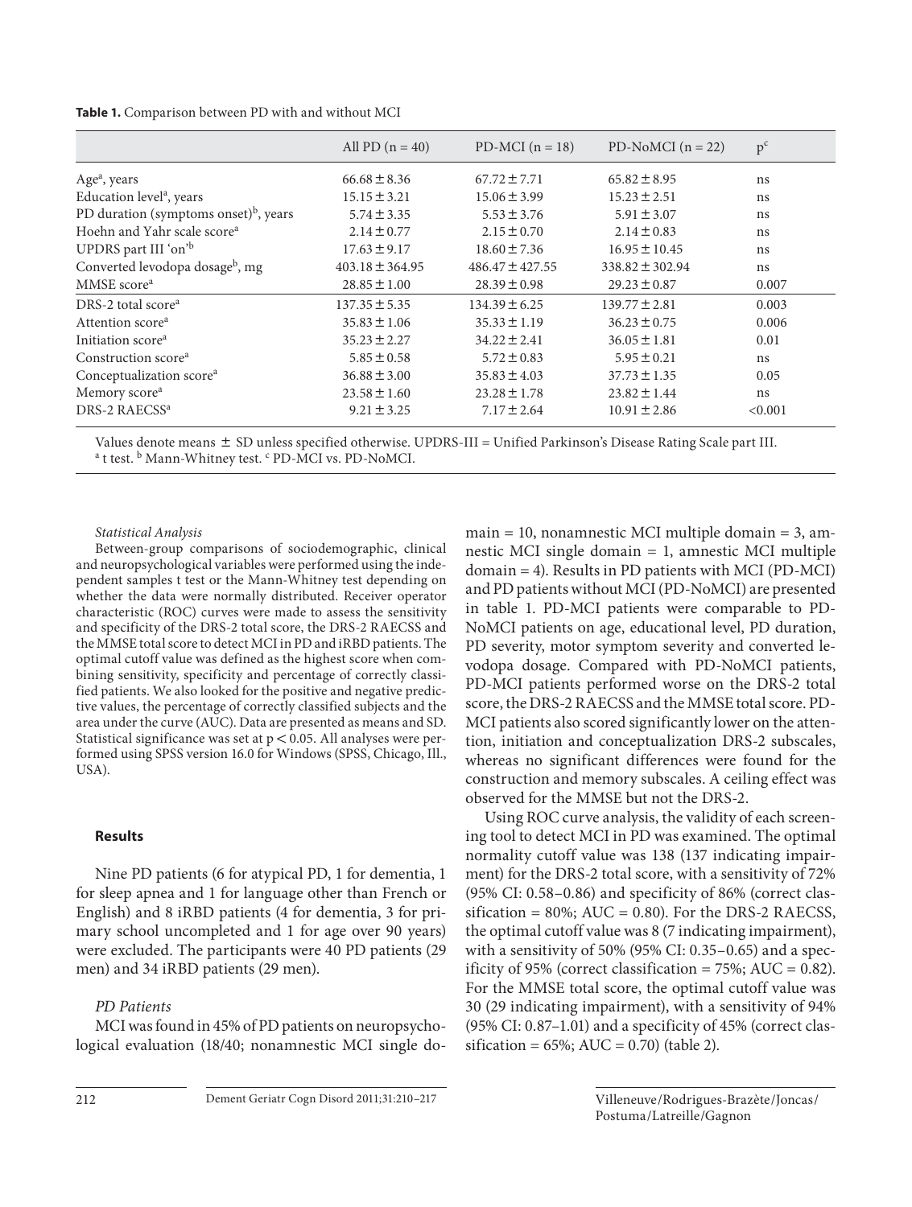**Table 1.** Comparison between PD with and without MCI

| | All PD (n = 40) | PD-MCI (n = 18) | PD-NoMCI (n = 22) | p[c] |
|---|---|---|---|---|
| Age[a], years | 66.68 ± 8.36 | 67.72 ± 7.71 | 65.82 ± 8.95 | ns |
| Education level[a], years | 15.15 ± 3.21 | 15.06 ± 3.99 | 15.23 ± 2.51 | ns |
| PD duration (symptoms onset)[b], years | 5.74 ± 3.35 | 5.53 ± 3.76 | 5.91 ± 3.07 | ns |
| Hoehn and Yahr scale score[a] | 2.14 ± 0.77 | 2.15 ± 0.70 | 2.14 ± 0.83 | ns |
| UPDRS part III 'on'[b] | 17.63 ± 9.17 | 18.60 ± 7.36 | 16.95 ± 10.45 | ns |
| Converted levodopa dosage[b], mg | 403.18 ± 364.95 | 486.47 ± 427.55 | 338.82 ± 302.94 | ns |
| MMSE score[a] | 28.85 ± 1.00 | 28.39 ± 0.98 | 29.23 ± 0.87 | 0.007 |
| DRS-2 total score[a] | 137.35 ± 5.35 | 134.39 ± 6.25 | 139.77 ± 2.81 | 0.003 |
| Attention score[a] | 35.83 ± 1.06 | 35.33 ± 1.19 | 36.23 ± 0.75 | 0.006 |
| Initiation score[a] | 35.23 ± 2.27 | 34.22 ± 2.41 | 36.05 ± 1.81 | 0.01 |
| Construction score[a] | 5.85 ± 0.58 | 5.72 ± 0.83 | 5.95 ± 0.21 | ns |
| Conceptualization score[a] | 36.88 ± 3.00 | 35.83 ± 4.03 | 37.73 ± 1.35 | 0.05 |
| Memory score[a] | 23.58 ± 1.60 | 23.28 ± 1.78 | 23.82 ± 1.44 | ns |
| DRS-2 RAECSS[a] | 9.21 ± 3.25 | 7.17 ± 2.64 | 10.91 ± 2.86 | <0.001 |

Values denote means ± SD unless specified otherwise. UPDRS-III = Unified Parkinson's Disease Rating Scale part III.
[a] t test. [b] Mann-Whitney test. [c] PD-MCI vs. PD-NoMCI.

*Statistical Analysis*

Between-group comparisons of sociodemographic, clinical and neuropsychological variables were performed using the independent samples t test or the Mann-Whitney test depending on whether the data were normally distributed. Receiver operator characteristic (ROC) curves were made to assess the sensitivity and specificity of the DRS-2 total score, the DRS-2 RAECSS and the MMSE total score to detect MCI in PD and iRBD patients. The optimal cutoff value was defined as the highest score when combining sensitivity, specificity and percentage of correctly classified patients. We also looked for the positive and negative predictive values, the percentage of correctly classified subjects and the area under the curve (AUC). Data are presented as means and SD. Statistical significance was set at $p < 0.05$. All analyses were performed using SPSS version 16.0 for Windows (SPSS, Chicago, Ill., USA).

## Results

Nine PD patients (6 for atypical PD, 1 for dementia, 1 for sleep apnea and 1 for language other than French or English) and 8 iRBD patients (4 for dementia, 3 for primary school uncompleted and 1 for age over 90 years) were excluded. The participants were 40 PD patients (29 men) and 34 iRBD patients (29 men).

*PD Patients*

MCI was found in 45% of PD patients on neuropsychological evaluation (18/40; nonamnestic MCI single domain = 10, nonamnestic MCI multiple domain = 3, amnestic MCI single domain = 1, amnestic MCI multiple domain = 4). Results in PD patients with MCI (PD-MCI) and PD patients without MCI (PD-NoMCI) are presented in table 1. PD-MCI patients were comparable to PD-NoMCI patients on age, educational level, PD duration, PD severity, motor symptom severity and converted levodopa dosage. Compared with PD-NoMCI patients, PD-MCI patients performed worse on the DRS-2 total score, the DRS-2 RAECSS and the MMSE total score. PD-MCI patients also scored significantly lower on the attention, initiation and conceptualization DRS-2 subscales, whereas no significant differences were found for the construction and memory subscales. A ceiling effect was observed for the MMSE but not the DRS-2.

Using ROC curve analysis, the validity of each screening tool to detect MCI in PD was examined. The optimal normality cutoff value was 138 (137 indicating impairment) for the DRS-2 total score, with a sensitivity of 72% (95% CI: 0.58–0.86) and specificity of 86% (correct classification = 80%; AUC = 0.80). For the DRS-2 RAECSS, the optimal cutoff value was 8 (7 indicating impairment), with a sensitivity of 50% (95% CI: 0.35–0.65) and a specificity of 95% (correct classification = 75%; AUC = 0.82). For the MMSE total score, the optimal cutoff value was 30 (29 indicating impairment), with a sensitivity of 94% (95% CI: 0.87–1.01) and a specificity of 45% (correct classification = 65%; AUC = 0.70) (table 2).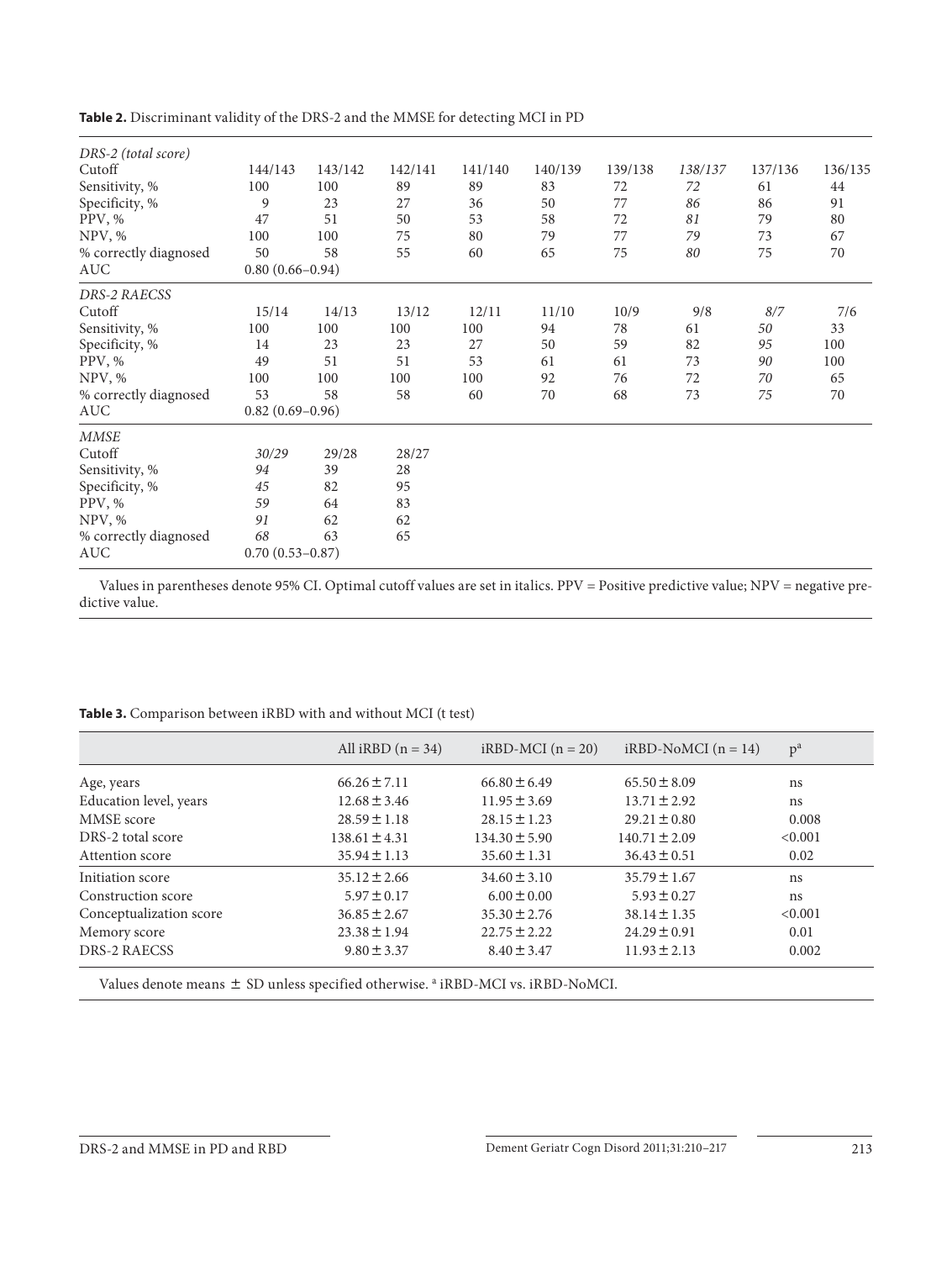**Table 2.** Discriminant validity of the DRS-2 and the MMSE for detecting MCI in PD

| | | | | | | | | | |
|---|---|---|---|---|---|---|---|---|---|
| *DRS-2 (total score)* | | | | | | | | | |
| Cutoff | 144/143 | 143/142 | 142/141 | 141/140 | 140/139 | 139/138 | *138/137* | 137/136 | 136/135 |
| Sensitivity, % | 100 | 100 | 89 | 89 | 83 | 72 | *72* | 61 | 44 |
| Specificity, % | 9 | 23 | 27 | 36 | 50 | 77 | *86* | 86 | 91 |
| PPV, % | 47 | 51 | 50 | 53 | 58 | 72 | *81* | 79 | 80 |
| NPV, % | 100 | 100 | 75 | 80 | 79 | 77 | *79* | 73 | 67 |
| % correctly diagnosed | 50 | 58 | 55 | 60 | 65 | 75 | *80* | 75 | 70 |
| AUC | 0.80 (0.66–0.94) | | | | | | | | |
| *DRS-2 RAECSS* | | | | | | | | | |
| Cutoff | 15/14 | 14/13 | 13/12 | 12/11 | 11/10 | 10/9 | 9/8 | *8/7* | 7/6 |
| Sensitivity, % | 100 | 100 | 100 | 100 | 94 | 78 | 61 | *50* | 33 |
| Specificity, % | 14 | 23 | 23 | 27 | 50 | 59 | 82 | *95* | 100 |
| PPV, % | 49 | 51 | 51 | 53 | 61 | 61 | 73 | *90* | 100 |
| NPV, % | 100 | 100 | 100 | 100 | 92 | 76 | 72 | *70* | 65 |
| % correctly diagnosed | 53 | 58 | 58 | 60 | 70 | 68 | 73 | *75* | 70 |
| AUC | 0.82 (0.69–0.96) | | | | | | | | |
| *MMSE* | | | | | | | | | |
| Cutoff | *30/29* | 29/28 | 28/27 | | | | | | |
| Sensitivity, % | *94* | 39 | 28 | | | | | | |
| Specificity, % | *45* | 82 | 95 | | | | | | |
| PPV, % | *59* | 64 | 83 | | | | | | |
| NPV, % | *91* | 62 | 62 | | | | | | |
| % correctly diagnosed | *68* | 63 | 65 | | | | | | |
| AUC | 0.70 (0.53–0.87) | | | | | | | | |

Values in parentheses denote 95% CI. Optimal cutoff values are set in italics. PPV = Positive predictive value; NPV = negative predictive value.

**Table 3.** Comparison between iRBD with and without MCI (t test)

| | All iRBD (n = 34) | iRBD-MCI (n = 20) | iRBD-NoMCI (n = 14) | p[a] |
|---|---|---|---|---|
| Age, years | 66.26 ± 7.11 | 66.80 ± 6.49 | 65.50 ± 8.09 | ns |
| Education level, years | 12.68 ± 3.46 | 11.95 ± 3.69 | 13.71 ± 2.92 | ns |
| MMSE score | 28.59 ± 1.18 | 28.15 ± 1.23 | 29.21 ± 0.80 | 0.008 |
| DRS-2 total score | 138.61 ± 4.31 | 134.30 ± 5.90 | 140.71 ± 2.09 | <0.001 |
| Attention score | 35.94 ± 1.13 | 35.60 ± 1.31 | 36.43 ± 0.51 | 0.02 |
| Initiation score | 35.12 ± 2.66 | 34.60 ± 3.10 | 35.79 ± 1.67 | ns |
| Construction score | 5.97 ± 0.17 | 6.00 ± 0.00 | 5.93 ± 0.27 | ns |
| Conceptualization score | 36.85 ± 2.67 | 35.30 ± 2.76 | 38.14 ± 1.35 | <0.001 |
| Memory score | 23.38 ± 1.94 | 22.75 ± 2.22 | 24.29 ± 0.91 | 0.01 |
| DRS-2 RAECSS | 9.80 ± 3.37 | 8.40 ± 3.47 | 11.93 ± 2.13 | 0.002 |

Values denote means ± SD unless specified otherwise. [a] iRBD-MCI vs. iRBD-NoMCI.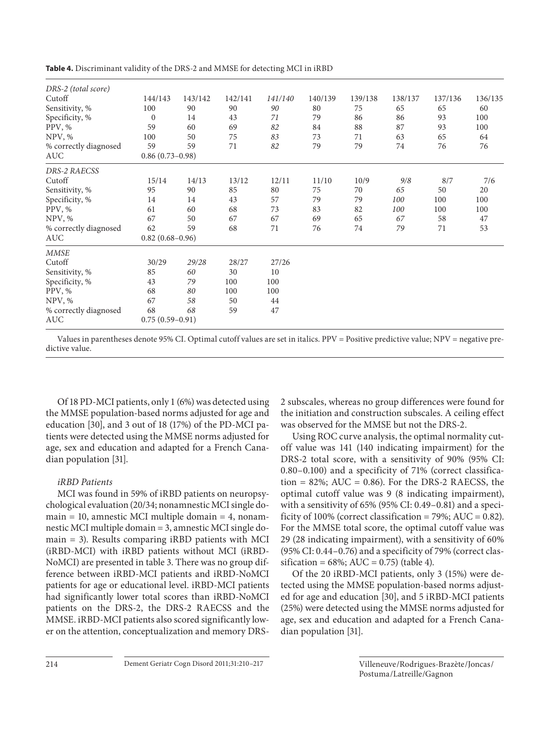**Table 4.** Discriminant validity of the DRS-2 and MMSE for detecting MCI in iRBD

| | | | | | | | | | |
|---|---|---|---|---|---|---|---|---|---|
| *DRS-2 (total score)* | | | | | | | | | |
| Cutoff | 144/143 | 143/142 | 142/141 | *141/140* | 140/139 | 139/138 | 138/137 | 137/136 | 136/135 |
| Sensitivity, % | 100 | 90 | 90 | *90* | 80 | 75 | 65 | 65 | 60 |
| Specificity, % | 0 | 14 | 43 | *71* | 79 | 86 | 86 | 93 | 100 |
| PPV, % | 59 | 60 | 69 | *82* | 84 | 88 | 87 | 93 | 100 |
| NPV, % | 100 | 50 | 75 | *83* | 73 | 71 | 63 | 65 | 64 |
| % correctly diagnosed | 59 | 59 | 71 | *82* | 79 | 79 | 74 | 76 | 76 |
| AUC | 0.86 (0.73–0.98) | | | | | | | | |
| *DRS-2 RAECSS* | | | | | | | | | |
| Cutoff | 15/14 | 14/13 | 13/12 | 12/11 | 11/10 | 10/9 | *9/8* | 8/7 | 7/6 |
| Sensitivity, % | 95 | 90 | 85 | 80 | 75 | 70 | *65* | 50 | 20 |
| Specificity, % | 14 | 14 | 43 | 57 | 79 | 79 | *100* | 100 | 100 |
| PPV, % | 61 | 60 | 68 | 73 | 83 | 82 | *100* | 100 | 100 |
| NPV, % | 67 | 50 | 67 | 67 | 69 | 65 | *67* | 58 | 47 |
| % correctly diagnosed | 62 | 59 | 68 | 71 | 76 | 74 | *79* | 71 | 53 |
| AUC | 0.82 (0.68–0.96) | | | | | | | | |
| *MMSE* | | | | | | | | | |
| Cutoff | 30/29 | *29/28* | 28/27 | 27/26 | | | | | |
| Sensitivity, % | 85 | *60* | 30 | 10 | | | | | |
| Specificity, % | 43 | *79* | 100 | 100 | | | | | |
| PPV, % | 68 | *80* | 100 | 100 | | | | | |
| NPV, % | 67 | *58* | 50 | 44 | | | | | |
| % correctly diagnosed | 68 | *68* | 59 | 47 | | | | | |
| AUC | 0.75 (0.59–0.91) | | | | | | | | |

Values in parentheses denote 95% CI. Optimal cutoff values are set in italics. PPV = Positive predictive value; NPV = negative predictive value.

Of 18 PD-MCI patients, only 1 (6%) was detected using the MMSE population-based norms adjusted for age and education [30], and 3 out of 18 (17%) of the PD-MCI patients were detected using the MMSE norms adjusted for age, sex and education and adapted for a French Canadian population [31].

*iRBD Patients*

MCI was found in 59% of iRBD patients on neuropsychological evaluation (20/34; nonamnestic MCI single domain = 10, amnestic MCI multiple domain = 4, nonamnestic MCI multiple domain = 3, amnestic MCI single domain = 3). Results comparing iRBD patients with MCI (iRBD-MCI) with iRBD patients without MCI (iRBD-NoMCI) are presented in table 3. There was no group difference between iRBD-MCI patients and iRBD-NoMCI patients for age or educational level. iRBD-MCI patients had significantly lower total scores than iRBD-NoMCI patients on the DRS-2, the DRS-2 RAECSS and the MMSE. iRBD-MCI patients also scored significantly lower on the attention, conceptualization and memory DRS-2 subscales, whereas no group differences were found for the initiation and construction subscales. A ceiling effect was observed for the MMSE but not the DRS-2.

Using ROC curve analysis, the optimal normality cutoff value was 141 (140 indicating impairment) for the DRS-2 total score, with a sensitivity of 90% (95% CI: 0.80–0.100) and a specificity of 71% (correct classification = 82%; AUC = 0.86). For the DRS-2 RAECSS, the optimal cutoff value was 9 (8 indicating impairment), with a sensitivity of 65% (95% CI: 0.49–0.81) and a specificity of 100% (correct classification = 79%; AUC = 0.82). For the MMSE total score, the optimal cutoff value was 29 (28 indicating impairment), with a sensitivity of 60% (95% CI: 0.44–0.76) and a specificity of 79% (correct classification = 68%; AUC = 0.75) (table 4).

Of the 20 iRBD-MCI patients, only 3 (15%) were detected using the MMSE population-based norms adjusted for age and education [30], and 5 iRBD-MCI patients (25%) were detected using the MMSE norms adjusted for age, sex and education and adapted for a French Canadian population [31].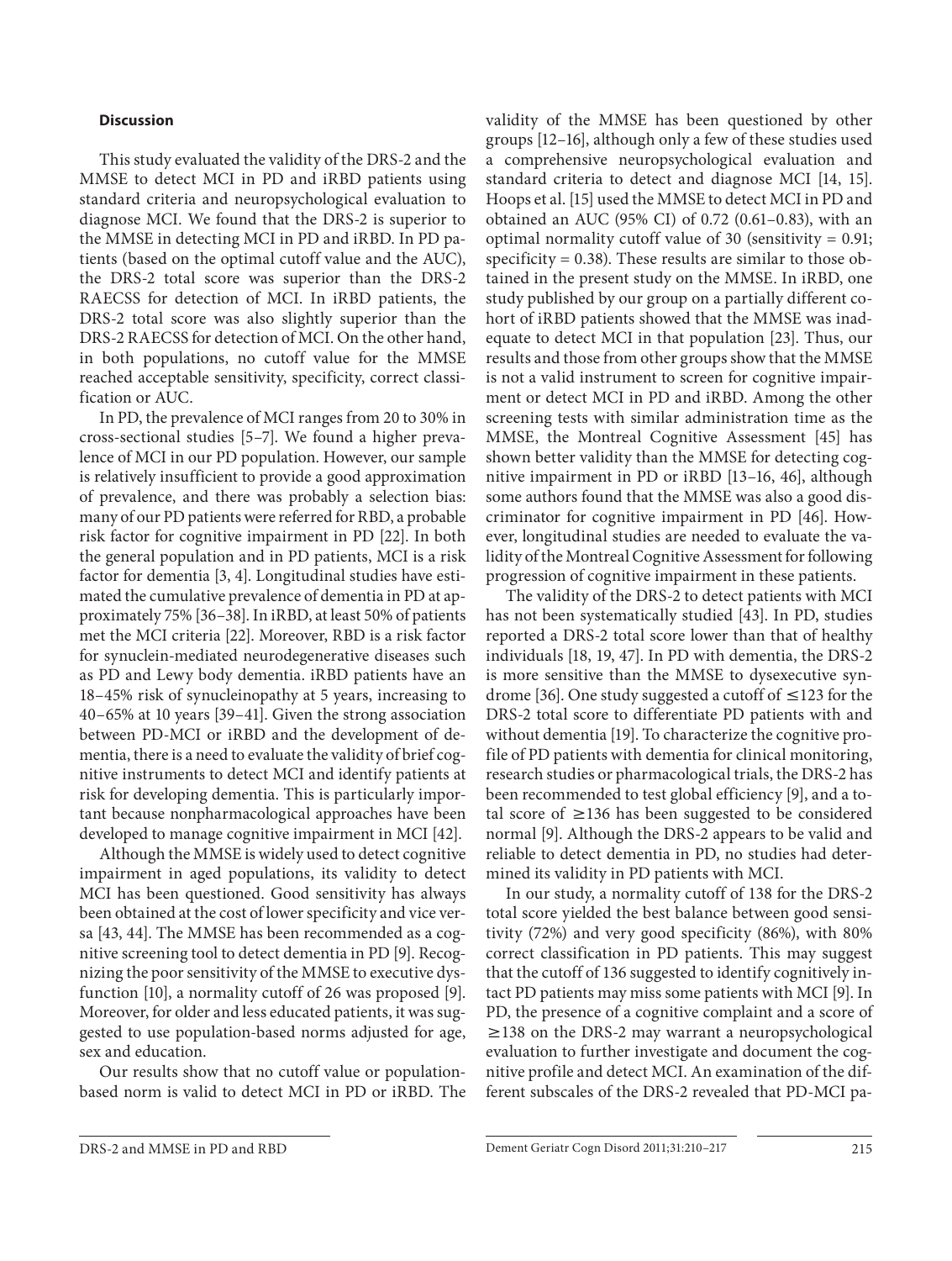### Discussion

This study evaluated the validity of the DRS-2 and the MMSE to detect MCI in PD and iRBD patients using standard criteria and neuropsychological evaluation to diagnose MCI. We found that the DRS-2 is superior to the MMSE in detecting MCI in PD and iRBD. In PD patients (based on the optimal cutoff value and the AUC), the DRS-2 total score was superior than the DRS-2 RAECSS for detection of MCI. In iRBD patients, the DRS-2 total score was also slightly superior than the DRS-2 RAECSS for detection of MCI. On the other hand, in both populations, no cutoff value for the MMSE reached acceptable sensitivity, specificity, correct classification or AUC.

In PD, the prevalence of MCI ranges from 20 to 30% in cross-sectional studies [5–7]. We found a higher prevalence of MCI in our PD population. However, our sample is relatively insufficient to provide a good approximation of prevalence, and there was probably a selection bias: many of our PD patients were referred for RBD, a probable risk factor for cognitive impairment in PD [22]. In both the general population and in PD patients, MCI is a risk factor for dementia [3, 4]. Longitudinal studies have estimated the cumulative prevalence of dementia in PD at approximately 75% [36–38]. In iRBD, at least 50% of patients met the MCI criteria [22]. Moreover, RBD is a risk factor for synuclein-mediated neurodegenerative diseases such as PD and Lewy body dementia. iRBD patients have an 18–45% risk of synucleinopathy at 5 years, increasing to 40–65% at 10 years [39–41]. Given the strong association between PD-MCI or iRBD and the development of dementia, there is a need to evaluate the validity of brief cognitive instruments to detect MCI and identify patients at risk for developing dementia. This is particularly important because nonpharmacological approaches have been developed to manage cognitive impairment in MCI [42].

Although the MMSE is widely used to detect cognitive impairment in aged populations, its validity to detect MCI has been questioned. Good sensitivity has always been obtained at the cost of lower specificity and vice versa [43, 44]. The MMSE has been recommended as a cognitive screening tool to detect dementia in PD [9]. Recognizing the poor sensitivity of the MMSE to executive dysfunction [10], a normality cutoff of 26 was proposed [9]. Moreover, for older and less educated patients, it was suggested to use population-based norms adjusted for age, sex and education.

Our results show that no cutoff value or population-based norm is valid to detect MCI in PD or iRBD. The validity of the MMSE has been questioned by other groups [12–16], although only a few of these studies used a comprehensive neuropsychological evaluation and standard criteria to detect and diagnose MCI [14, 15]. Hoops et al. [15] used the MMSE to detect MCI in PD and obtained an AUC (95% CI) of 0.72 (0.61–0.83), with an optimal normality cutoff value of 30 (sensitivity = 0.91; specificity = 0.38). These results are similar to those obtained in the present study on the MMSE. In iRBD, one study published by our group on a partially different cohort of iRBD patients showed that the MMSE was inadequate to detect MCI in that population [23]. Thus, our results and those from other groups show that the MMSE is not a valid instrument to screen for cognitive impairment or detect MCI in PD and iRBD. Among the other screening tests with similar administration time as the MMSE, the Montreal Cognitive Assessment [45] has shown better validity than the MMSE for detecting cognitive impairment in PD or iRBD [13–16, 46], although some authors found that the MMSE was also a good discriminator for cognitive impairment in PD [46]. However, longitudinal studies are needed to evaluate the validity of the Montreal Cognitive Assessment for following progression of cognitive impairment in these patients.

The validity of the DRS-2 to detect patients with MCI has not been systematically studied [43]. In PD, studies reported a DRS-2 total score lower than that of healthy individuals [18, 19, 47]. In PD with dementia, the DRS-2 is more sensitive than the MMSE to dysexecutive syndrome [36]. One study suggested a cutoff of ≤123 for the DRS-2 total score to differentiate PD patients with and without dementia [19]. To characterize the cognitive profile of PD patients with dementia for clinical monitoring, research studies or pharmacological trials, the DRS-2 has been recommended to test global efficiency [9], and a total score of ≥136 has been suggested to be considered normal [9]. Although the DRS-2 appears to be valid and reliable to detect dementia in PD, no studies had determined its validity in PD patients with MCI.

In our study, a normality cutoff of 138 for the DRS-2 total score yielded the best balance between good sensitivity (72%) and very good specificity (86%), with 80% correct classification in PD patients. This may suggest that the cutoff of 136 suggested to identify cognitively intact PD patients may miss some patients with MCI [9]. In PD, the presence of a cognitive complaint and a score of ≥138 on the DRS-2 may warrant a neuropsychological evaluation to further investigate and document the cognitive profile and detect MCI. An examination of the different subscales of the DRS-2 revealed that PD-MCI pa-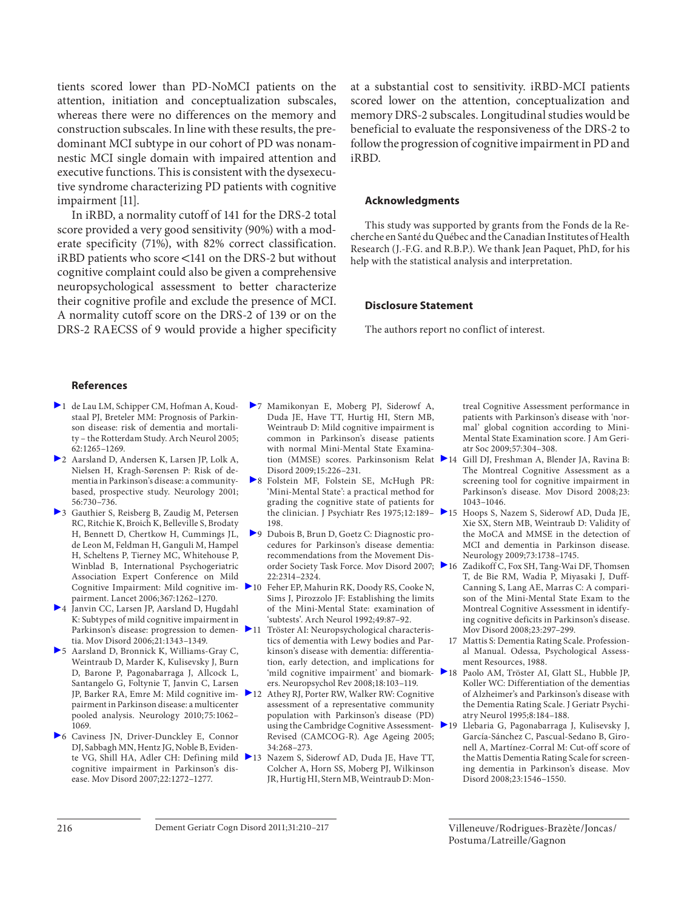tients scored lower than PD-NoMCI patients on the attention, initiation and conceptualization subscales, whereas there were no differences on the memory and construction subscales. In line with these results, the predominant MCI subtype in our cohort of PD was nonamnestic MCI single domain with impaired attention and executive functions. This is consistent with the dysexecutive syndrome characterizing PD patients with cognitive impairment [11].

In iRBD, a normality cutoff of 141 for the DRS-2 total score provided a very good sensitivity (90%) with a moderate specificity (71%), with 82% correct classification. iRBD patients who score <141 on the DRS-2 but without cognitive complaint could also be given a comprehensive neuropsychological assessment to better characterize their cognitive profile and exclude the presence of MCI. A normality cutoff score on the DRS-2 of 139 or on the DRS-2 RAECSS of 9 would provide a higher specificity at a substantial cost to sensitivity. iRBD-MCI patients scored lower on the attention, conceptualization and memory DRS-2 subscales. Longitudinal studies would be beneficial to evaluate the responsiveness of the DRS-2 to follow the progression of cognitive impairment in PD and iRBD.

## Acknowledgments

This study was supported by grants from the Fonds de la Recherche en Santé du Québec and the Canadian Institutes of Health Research (J.-F.G. and R.B.P.). We thank Jean Paquet, PhD, for his help with the statistical analysis and interpretation.

## Disclosure Statement

The authors report no conflict of interest.

## References

1. de Lau LM, Schipper CM, Hofman A, Koudstaal PJ, Breteler MM: Prognosis of Parkinson disease: risk of dementia and mortality – the Rotterdam Study. Arch Neurol 2005; 62:1265–1269.
2. Aarsland D, Andersen K, Larsen JP, Lolk A, Nielsen H, Kragh-Sørensen P: Risk of dementia in Parkinson's disease: a community-based, prospective study. Neurology 2001; 56:730–736.
3. Gauthier S, Reisberg B, Zaudig M, Petersen RC, Ritchie K, Broich K, Belleville S, Brodaty H, Bennett D, Chertkow H, Cummings JL, de Leon M, Feldman H, Ganguli M, Hampel H, Scheltens P, Tierney MC, Whitehouse P, Winblad B, International Psychogeriatric Association Expert Conference on Mild Cognitive Impairment: Mild cognitive impairment. Lancet 2006;367:1262–1270.
4. Janvin CC, Larsen JP, Aarsland D, Hugdahl K: Subtypes of mild cognitive impairment in Parkinson's disease: progression to dementia. Mov Disord 2006;21:1343–1349.
5. Aarsland D, Bronnick K, Williams-Gray C, Weintraub D, Marder K, Kulisevsky J, Burn D, Barone P, Pagonabarraga J, Allcock L, Santangelo G, Foltynie T, Janvin C, Larsen JP, Barker RA, Emre M: Mild cognitive impairment in Parkinson disease: a multicenter pooled analysis. Neurology 2010;75:1062–1069.
6. Caviness JN, Driver-Dunckley E, Connor DJ, Sabbagh MN, Hentz JG, Noble B, Evidente VG, Shill HA, Adler CH: Defining mild cognitive impairment in Parkinson's disease. Mov Disord 2007;22:1272–1277.
7. Mamikonyan E, Moberg PJ, Siderowf A, Duda JE, Have TT, Hurtig HI, Stern MB, Weintraub D: Mild cognitive impairment is common in Parkinson's disease patients with normal Mini-Mental State Examination (MMSE) scores. Parkinsonism Relat Disord 2009;15:226–231.
8. Folstein MF, Folstein SE, McHugh PR: 'Mini-Mental State': a practical method for grading the cognitive state of patients for the clinician. J Psychiatr Res 1975;12:189–198.
9. Dubois B, Brun D, Goetz C: Diagnostic procedures for Parkinson's disease dementia: recommendations from the Movement Disorder Society Task Force. Mov Disord 2007; 22:2314–2324.
10. Feher EP, Mahurin RK, Doody RS, Cooke N, Sims J, Pirozzolo JF: Establishing the limits of the Mini-Mental State: examination of 'subtests'. Arch Neurol 1992;49:87–92.
11. Tröster AI: Neuropsychological characteristics of dementia with Lewy bodies and Parkinson's disease with dementia: differentiation, early detection, and implications for 'mild cognitive impairment' and biomarkers. Neuropsychol Rev 2008;18:103–119.
12. Athey RJ, Porter RW, Walker RW: Cognitive assessment of a representative community population with Parkinson's disease (PD) using the Cambridge Cognitive Assessment-Revised (CAMCOG-R). Age Ageing 2005; 34:268–273.
13. Nazem S, Siderowf AD, Duda JE, Have TT, Colcher A, Horn SS, Moberg PJ, Wilkinson JR, Hurtig HI, Stern MB, Weintraub D: Montreal Cognitive Assessment performance in patients with Parkinson's disease with 'normal' global cognition according to Mini-Mental State Examination score. J Am Geriatr Soc 2009;57:304–308.
14. Gill DJ, Freshman A, Blender JA, Ravina B: The Montreal Cognitive Assessment as a screening tool for cognitive impairment in Parkinson's disease. Mov Disord 2008;23: 1043–1046.
15. Hoops S, Nazem S, Siderowf AD, Duda JE, Xie SX, Stern MB, Weintraub D: Validity of the MoCA and MMSE in the detection of MCI and dementia in Parkinson disease. Neurology 2009;73:1738–1745.
16. Zadikoff C, Fox SH, Tang-Wai DF, Thomsen T, de Bie RM, Wadia P, Miyasaki J, Duff-Canning S, Lang AE, Marras C: A comparison of the Mini-Mental State Exam to the Montreal Cognitive Assessment in identifying cognitive deficits in Parkinson's disease. Mov Disord 2008;23:297–299.
17. Mattis S: Dementia Rating Scale. Professional Manual. Odessa, Psychological Assessment Resources, 1988.
18. Paolo AM, Tröster AI, Glatt SL, Hubble JP, Koller WC: Differentiation of the dementias of Alzheimer's and Parkinson's disease with the Dementia Rating Scale. J Geriatr Psychiatry Neurol 1995;8:184–188.
19. Llebaria G, Pagonabarraga J, Kulisevsky J, García-Sánchez C, Pascual-Sedano B, Gironell A, Martínez-Corral M: Cut-off score of the Mattis Dementia Rating Scale for screening dementia in Parkinson's disease. Mov Disord 2008;23:1546–1550.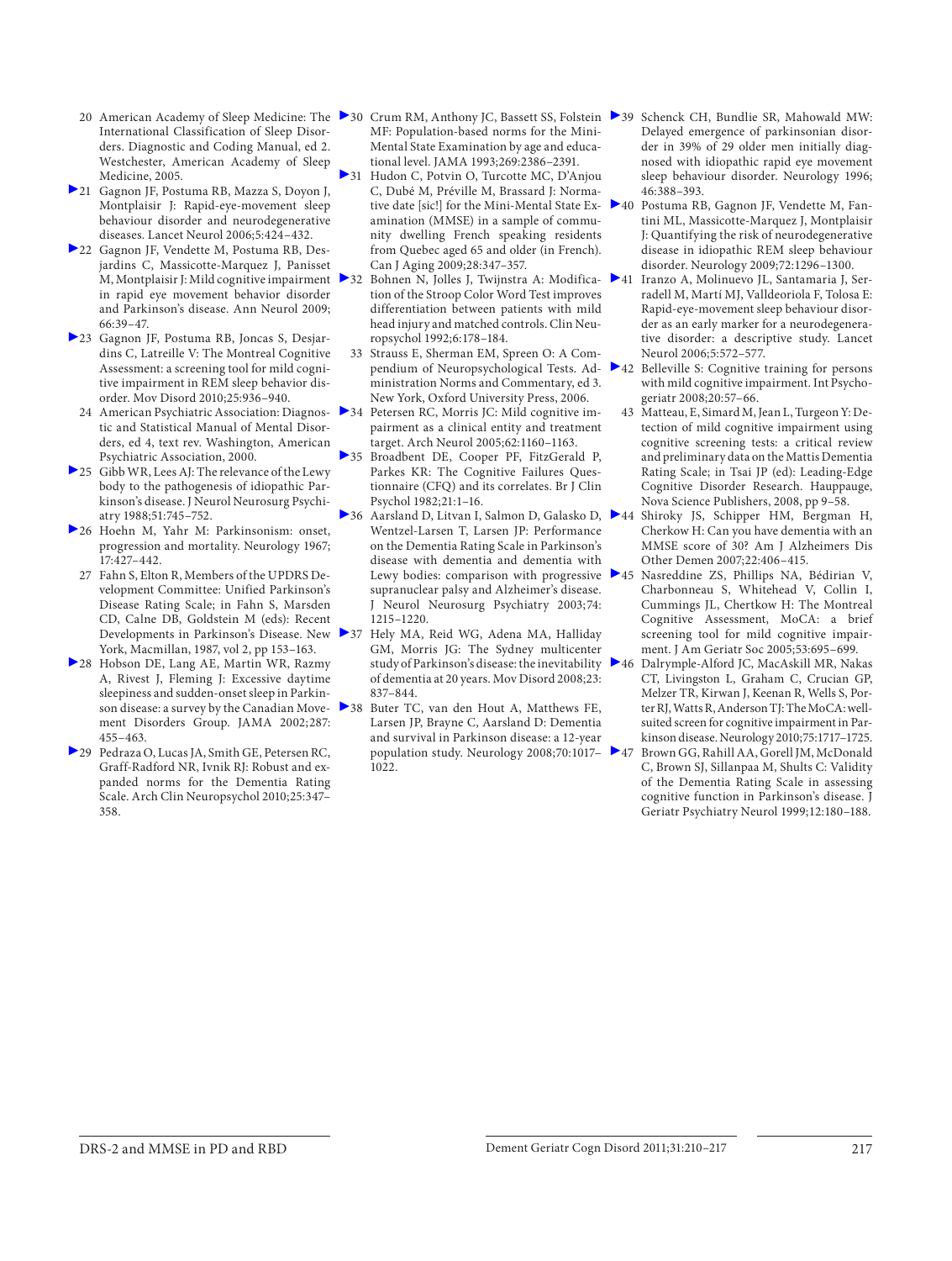20 American Academy of Sleep Medicine: The International Classification of Sleep Disorders. Diagnostic and Coding Manual, ed 2. Westchester, American Academy of Sleep Medicine, 2005.

21 Gagnon JF, Postuma RB, Mazza S, Doyon J, Montplaisir J: Rapid-eye-movement sleep behaviour disorder and neurodegenerative diseases. Lancet Neurol 2006;5:424–432.

22 Gagnon JF, Vendette M, Postuma RB, Desjardins C, Massicotte-Marquez J, Panisset M, Montplaisir J: Mild cognitive impairment in rapid eye movement behavior disorder and Parkinson's disease. Ann Neurol 2009; 66:39–47.

23 Gagnon JF, Postuma RB, Joncas S, Desjardins C, Latreille V: The Montreal Cognitive Assessment: a screening tool for mild cognitive impairment in REM sleep behavior disorder. Mov Disord 2010;25:936–940.

24 American Psychiatric Association: Diagnostic and Statistical Manual of Mental Disorders, ed 4, text rev. Washington, American Psychiatric Association, 2000.

25 Gibb WR, Lees AJ: The relevance of the Lewy body to the pathogenesis of idiopathic Parkinson's disease. J Neurol Neurosurg Psychiatry 1988;51:745–752.

26 Hoehn M, Yahr M: Parkinsonism: onset, progression and mortality. Neurology 1967; 17:427–442.

27 Fahn S, Elton R, Members of the UPDRS Development Committee: Unified Parkinson's Disease Rating Scale; in Fahn S, Marsden CD, Calne DB, Goldstein M (eds): Recent Developments in Parkinson's Disease. New York, Macmillan, 1987, vol 2, pp 153–163.

28 Hobson DE, Lang AE, Martin WR, Razmy A, Rivest J, Fleming J: Excessive daytime sleepiness and sudden-onset sleep in Parkinson disease: a survey by the Canadian Movement Disorders Group. JAMA 2002;287: 455–463.

29 Pedraza O, Lucas JA, Smith GE, Petersen RC, Graff-Radford NR, Ivnik RJ: Robust and expanded norms for the Dementia Rating Scale. Arch Clin Neuropsychol 2010;25:347–358.

30 Crum RM, Anthony JC, Bassett SS, Folstein MF: Population-based norms for the Mini-Mental State Examination by age and educational level. JAMA 1993;269:2386–2391.

31 Hudon C, Potvin O, Turcotte MC, D'Anjou C, Dubé M, Préville M, Brassard J: Normative date [sic!] for the Mini-Mental State Examination (MMSE) in a sample of community dwelling French speaking residents from Quebec aged 65 and older (in French). Can J Aging 2009;28:347–357.

32 Bohnen N, Jolles J, Twijnstra A: Modification of the Stroop Color Word Test improves differentiation between patients with mild head injury and matched controls. Clin Neuropsychol 1992;6:178–184.

33 Strauss E, Sherman EM, Spreen O: A Compendium of Neuropsychological Tests. Administration Norms and Commentary, ed 3. New York, Oxford University Press, 2006.

34 Petersen RC, Morris JC: Mild cognitive impairment as a clinical entity and treatment target. Arch Neurol 2005;62:1160–1163.

35 Broadbent DE, Cooper PF, FitzGerald P, Parkes KR: The Cognitive Failures Questionnaire (CFQ) and its correlates. Br J Clin Psychol 1982;21:1–16.

36 Aarsland D, Litvan I, Salmon D, Galasko D, Wentzel-Larsen T, Larsen JP: Performance on the Dementia Rating Scale in Parkinson's disease with dementia and dementia with Lewy bodies: comparison with progressive supranuclear palsy and Alzheimer's disease. J Neurol Neurosurg Psychiatry 2003;74: 1215–1220.

37 Hely MA, Reid WG, Adena MA, Halliday GM, Morris JG: The Sydney multicenter study of Parkinson's disease: the inevitability of dementia at 20 years. Mov Disord 2008;23: 837–844.

38 Buter TC, van den Hout A, Matthews FE, Larsen JP, Brayne C, Aarsland D: Dementia and survival in Parkinson disease: a 12-year population study. Neurology 2008;70:1017–1022.

39 Schenck CH, Bundlie SR, Mahowald MW: Delayed emergence of parkinsonian disorder in 39% of 29 older men initially diagnosed with idiopathic rapid eye movement sleep behaviour disorder. Neurology 1996; 46:388–393.

40 Postuma RB, Gagnon JF, Vendette M, Fantini ML, Massicotte-Marquez J, Montplaisir J: Quantifying the risk of neurodegenerative disease in idiopathic REM sleep behaviour disorder. Neurology 2009;72:1296–1300.

41 Iranzo A, Molinuevo JL, Santamaria J, Serradell M, Martí MJ, Valldeoriola F, Tolosa E: Rapid-eye-movement sleep behaviour disorder as an early marker for a neurodegenerative disorder: a descriptive study. Lancet Neurol 2006;5:572–577.

42 Belleville S: Cognitive training for persons with mild cognitive impairment. Int Psychogeriatr 2008;20:57–66.

43 Matteau, E, Simard M, Jean L, Turgeon Y: Detection of mild cognitive impairment using cognitive screening tests: a critical review and preliminary data on the Mattis Dementia Rating Scale; in Tsai JP (ed): Leading-Edge Cognitive Disorder Research. Hauppauge, Nova Science Publishers, 2008, pp 9–58.

44 Shiroky JS, Schipper HM, Bergman H, Cherkow H: Can you have dementia with an MMSE score of 30? Am J Alzheimers Dis Other Demen 2007;22:406–415.

45 Nasreddine ZS, Phillips NA, Bédirian V, Charbonneau S, Whitehead V, Collin I, Cummings JL, Chertkow H: The Montreal Cognitive Assessment, MoCA: a brief screening tool for mild cognitive impairment. J Am Geriatr Soc 2005;53:695–699.

46 Dalrymple-Alford JC, MacAskill MR, Nakas CT, Livingston L, Graham C, Crucian GP, Melzer TR, Kirwan J, Keenan R, Wells S, Porter RJ, Watts R, Anderson TJ: The MoCA: well-suited screen for cognitive impairment in Parkinson disease. Neurology 2010;75:1717–1725.

47 Brown GG, Rahill AA, Gorell JM, McDonald C, Brown SJ, Sillanpaa M, Shults C: Validity of the Dementia Rating Scale in assessing cognitive function in Parkinson's disease. J Geriatr Psychiatry Neurol 1999;12:180–188.